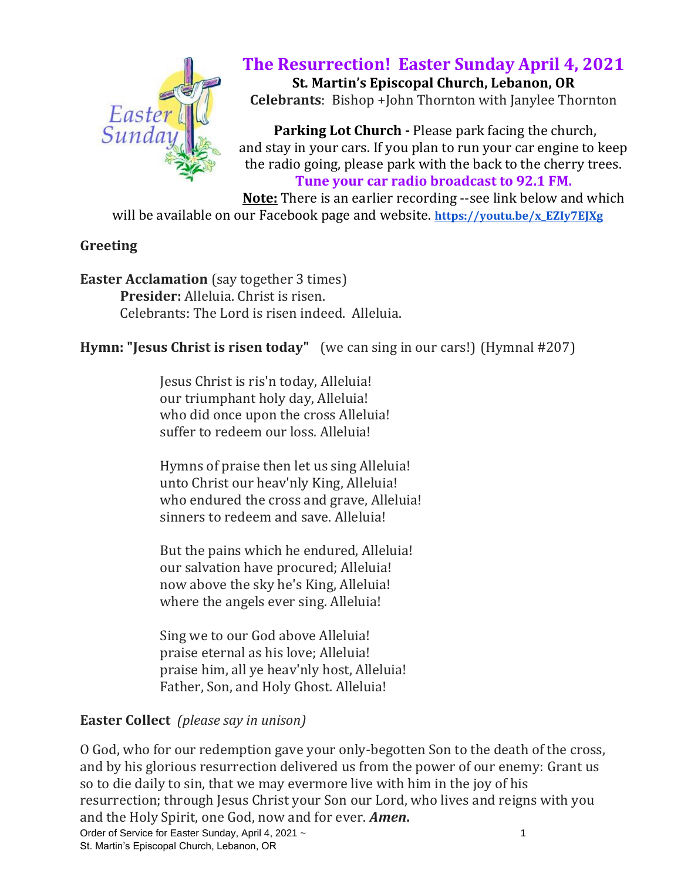# The Resurrection! Easter Sunday April 4, 2021

**St. Martin's Episcopal Church, Lebanon, OR**

**Celebrants**: Bishop +John Thornton with Janylee Thornton

**Parking Lot Church -** Please park facing the church, and stay in your cars. If you plan to run your car engine to keep the radio going, please park with the back to the cherry trees.

**Tune your car radio broadcast to 92.1 FM.**

**Note:** There is an earlier recording --see link below and which will be available on our Facebook page and website. **https://youtu.be/x_EZIy7EJXg**

**Greeting**

**Easter Acclamation** (say together 3 times)

**Presider:** Alleluia. Christ is risen.
Celebrants: The Lord is risen indeed. Alleluia.

**Hymn: "Jesus Christ is risen today"** (we can sing in our cars!) (Hymnal #207)

Jesus Christ is ris'n today, Alleluia!
our triumphant holy day, Alleluia!
who did once upon the cross Alleluia!
suffer to redeem our loss. Alleluia!

Hymns of praise then let us sing Alleluia!
unto Christ our heav'nly King, Alleluia!
who endured the cross and grave, Alleluia!
sinners to redeem and save. Alleluia!

But the pains which he endured, Alleluia!
our salvation have procured; Alleluia!
now above the sky he's King, Alleluia!
where the angels ever sing. Alleluia!

Sing we to our God above Alleluia!
praise eternal as his love; Alleluia!
praise him, all ye heav'nly host, Alleluia!
Father, Son, and Holy Ghost. Alleluia!

**Easter Collect** *(please say in unison)*

O God, who for our redemption gave your only-begotten Son to the death of the cross, and by his glorious resurrection delivered us from the power of our enemy: Grant us so to die daily to sin, that we may evermore live with him in the joy of his resurrection; through Jesus Christ your Son our Lord, who lives and reigns with you and the Holy Spirit, one God, now and for ever. ***Amen.***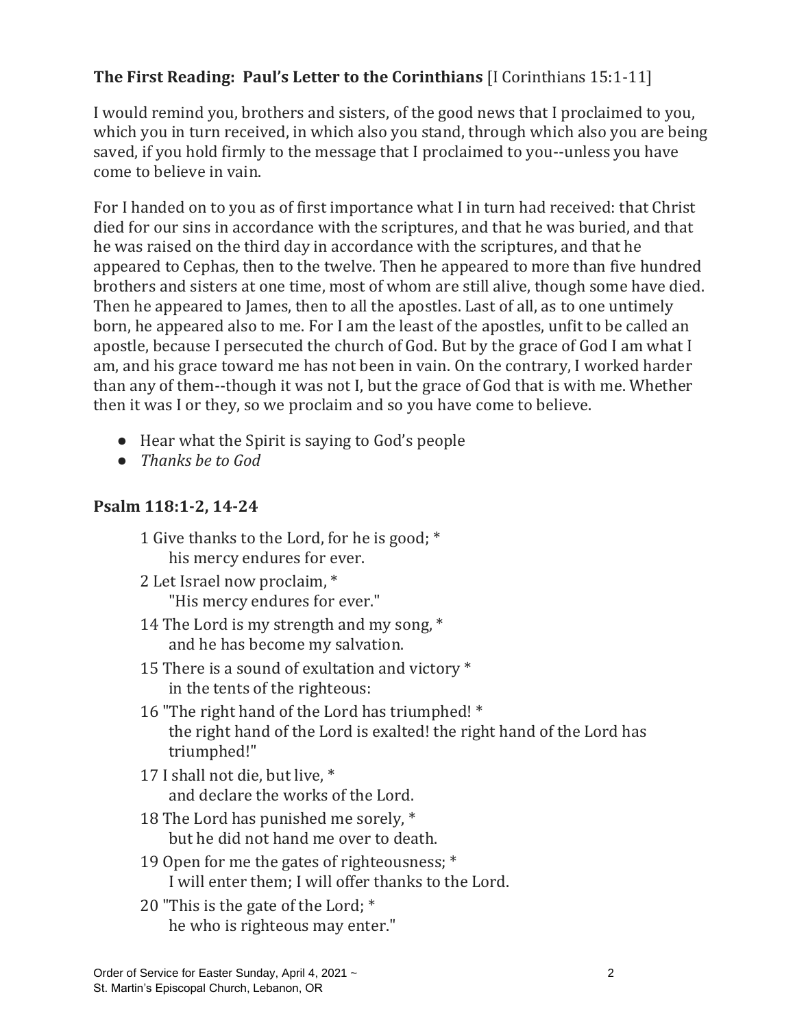### **The First Reading: Paul's Letter to the Corinthians** [I Corinthians 15:1-11]

I would remind you, brothers and sisters, of the good news that I proclaimed to you, which you in turn received, in which also you stand, through which also you are being saved, if you hold firmly to the message that I proclaimed to you--unless you have come to believe in vain.

For I handed on to you as of first importance what I in turn had received: that Christ died for our sins in accordance with the scriptures, and that he was buried, and that he was raised on the third day in accordance with the scriptures, and that he appeared to Cephas, then to the twelve. Then he appeared to more than five hundred brothers and sisters at one time, most of whom are still alive, though some have died. Then he appeared to James, then to all the apostles. Last of all, as to one untimely born, he appeared also to me. For I am the least of the apostles, unfit to be called an apostle, because I persecuted the church of God. But by the grace of God I am what I am, and his grace toward me has not been in vain. On the contrary, I worked harder than any of them--though it was not I, but the grace of God that is with me. Whether then it was I or they, so we proclaim and so you have come to believe.

- Hear what the Spirit is saying to God's people
- *Thanks be to God*

### **Psalm 118:1-2, 14-24**

1 Give thanks to the Lord, for he is good; *
his mercy endures for ever.

2 Let Israel now proclaim, *
"His mercy endures for ever."

14 The Lord is my strength and my song, *
and he has become my salvation.

15 There is a sound of exultation and victory *
in the tents of the righteous:

16 "The right hand of the Lord has triumphed! *
the right hand of the Lord is exalted! the right hand of the Lord has triumphed!"

17 I shall not die, but live, *
and declare the works of the Lord.

18 The Lord has punished me sorely, *
but he did not hand me over to death.

19 Open for me the gates of righteousness; *
I will enter them; I will offer thanks to the Lord.

20 "This is the gate of the Lord; *
he who is righteous may enter."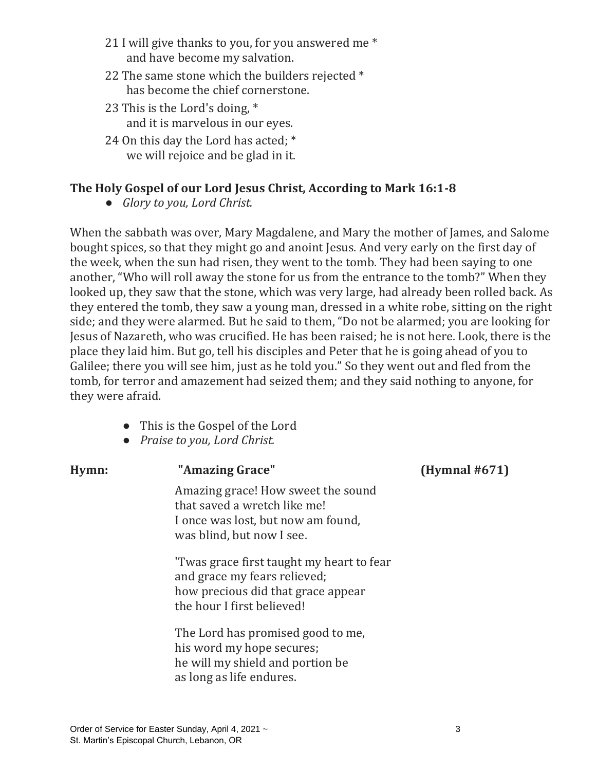21 I will give thanks to you, for you answered me *
   and have become my salvation.

22 The same stone which the builders rejected *
   has become the chief cornerstone.

23 This is the Lord's doing, *
   and it is marvelous in our eyes.

24 On this day the Lord has acted; *
   we will rejoice and be glad in it.

**The Holy Gospel of our Lord Jesus Christ, According to Mark 16:1-8**

- *Glory to you, Lord Christ.*

When the sabbath was over, Mary Magdalene, and Mary the mother of James, and Salome bought spices, so that they might go and anoint Jesus. And very early on the first day of the week, when the sun had risen, they went to the tomb. They had been saying to one another, "Who will roll away the stone for us from the entrance to the tomb?" When they looked up, they saw that the stone, which was very large, had already been rolled back. As they entered the tomb, they saw a young man, dressed in a white robe, sitting on the right side; and they were alarmed. But he said to them, "Do not be alarmed; you are looking for Jesus of Nazareth, who was crucified. He has been raised; he is not here. Look, there is the place they laid him. But go, tell his disciples and Peter that he is going ahead of you to Galilee; there you will see him, just as he told you." So they went out and fled from the tomb, for terror and amazement had seized them; and they said nothing to anyone, for they were afraid.

- This is the Gospel of the Lord
- *Praise to you, Lord Christ.*

**Hymn:** **"Amazing Grace"** **(Hymnal #671)**

Amazing grace! How sweet the sound
that saved a wretch like me!
I once was lost, but now am found,
was blind, but now I see.

'Twas grace first taught my heart to fear
and grace my fears relieved;
how precious did that grace appear
the hour I first believed!

The Lord has promised good to me,
his word my hope secures;
he will my shield and portion be
as long as life endures.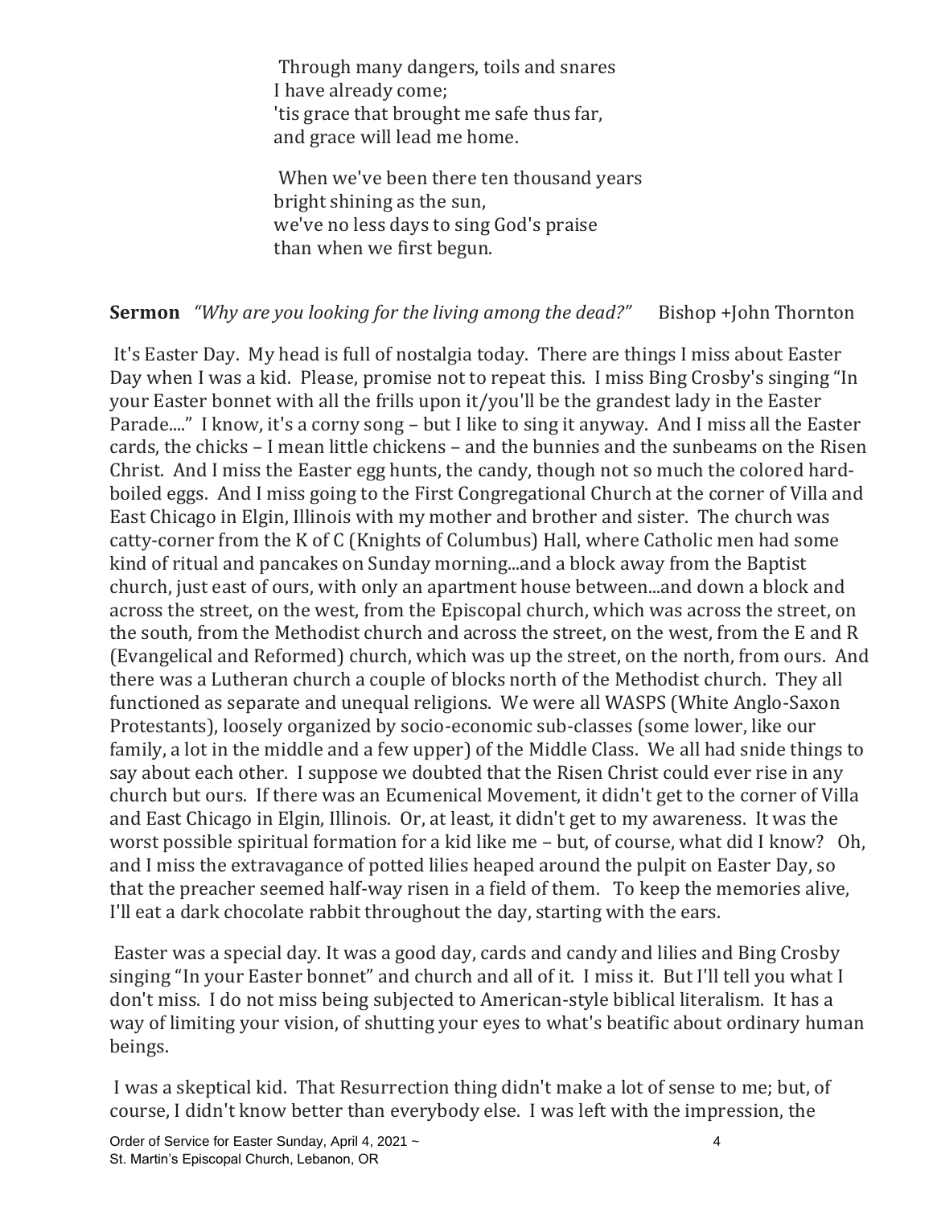Through many dangers, toils and snares  
I have already come;  
'tis grace that brought me safe thus far,  
and grace will lead me home.

When we've been there ten thousand years  
bright shining as the sun,  
we've no less days to sing God's praise  
than when we first begun.

**Sermon** *"Why are you looking for the living among the dead?"* Bishop +John Thornton

It's Easter Day. My head is full of nostalgia today. There are things I miss about Easter Day when I was a kid. Please, promise not to repeat this. I miss Bing Crosby's singing "In your Easter bonnet with all the frills upon it/you'll be the grandest lady in the Easter Parade...." I know, it's a corny song – but I like to sing it anyway. And I miss all the Easter cards, the chicks – I mean little chickens – and the bunnies and the sunbeams on the Risen Christ. And I miss the Easter egg hunts, the candy, though not so much the colored hard-boiled eggs. And I miss going to the First Congregational Church at the corner of Villa and East Chicago in Elgin, Illinois with my mother and brother and sister. The church was catty-corner from the K of C (Knights of Columbus) Hall, where Catholic men had some kind of ritual and pancakes on Sunday morning...and a block away from the Baptist church, just east of ours, with only an apartment house between...and down a block and across the street, on the west, from the Episcopal church, which was across the street, on the south, from the Methodist church and across the street, on the west, from the E and R (Evangelical and Reformed) church, which was up the street, on the north, from ours. And there was a Lutheran church a couple of blocks north of the Methodist church. They all functioned as separate and unequal religions. We were all WASPS (White Anglo-Saxon Protestants), loosely organized by socio-economic sub-classes (some lower, like our family, a lot in the middle and a few upper) of the Middle Class. We all had snide things to say about each other. I suppose we doubted that the Risen Christ could ever rise in any church but ours. If there was an Ecumenical Movement, it didn't get to the corner of Villa and East Chicago in Elgin, Illinois. Or, at least, it didn't get to my awareness. It was the worst possible spiritual formation for a kid like me – but, of course, what did I know? Oh, and I miss the extravagance of potted lilies heaped around the pulpit on Easter Day, so that the preacher seemed half-way risen in a field of them. To keep the memories alive, I'll eat a dark chocolate rabbit throughout the day, starting with the ears.

Easter was a special day. It was a good day, cards and candy and lilies and Bing Crosby singing "In your Easter bonnet" and church and all of it. I miss it. But I'll tell you what I don't miss. I do not miss being subjected to American-style biblical literalism. It has a way of limiting your vision, of shutting your eyes to what's beatific about ordinary human beings.

I was a skeptical kid. That Resurrection thing didn't make a lot of sense to me; but, of course, I didn't know better than everybody else. I was left with the impression, the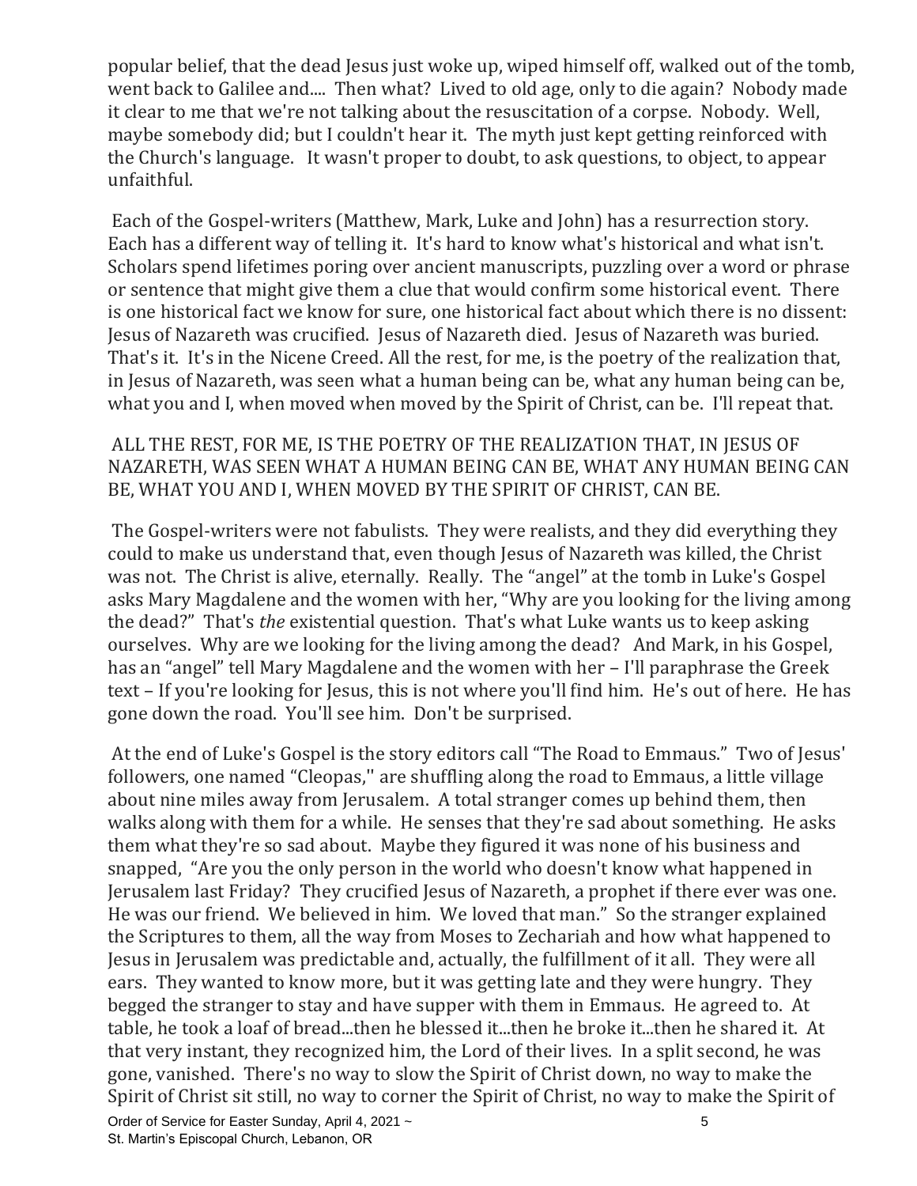popular belief, that the dead Jesus just woke up, wiped himself off, walked out of the tomb, went back to Galilee and.... Then what? Lived to old age, only to die again? Nobody made it clear to me that we're not talking about the resuscitation of a corpse. Nobody. Well, maybe somebody did; but I couldn't hear it. The myth just kept getting reinforced with the Church's language. It wasn't proper to doubt, to ask questions, to object, to appear unfaithful.

Each of the Gospel-writers (Matthew, Mark, Luke and John) has a resurrection story. Each has a different way of telling it. It's hard to know what's historical and what isn't. Scholars spend lifetimes poring over ancient manuscripts, puzzling over a word or phrase or sentence that might give them a clue that would confirm some historical event. There is one historical fact we know for sure, one historical fact about which there is no dissent: Jesus of Nazareth was crucified. Jesus of Nazareth died. Jesus of Nazareth was buried. That's it. It's in the Nicene Creed. All the rest, for me, is the poetry of the realization that, in Jesus of Nazareth, was seen what a human being can be, what any human being can be, what you and I, when moved when moved by the Spirit of Christ, can be. I'll repeat that.

ALL THE REST, FOR ME, IS THE POETRY OF THE REALIZATION THAT, IN JESUS OF NAZARETH, WAS SEEN WHAT A HUMAN BEING CAN BE, WHAT ANY HUMAN BEING CAN BE, WHAT YOU AND I, WHEN MOVED BY THE SPIRIT OF CHRIST, CAN BE.

The Gospel-writers were not fabulists. They were realists, and they did everything they could to make us understand that, even though Jesus of Nazareth was killed, the Christ was not. The Christ is alive, eternally. Really. The "angel" at the tomb in Luke's Gospel asks Mary Magdalene and the women with her, "Why are you looking for the living among the dead?" That's *the* existential question. That's what Luke wants us to keep asking ourselves. Why are we looking for the living among the dead? And Mark, in his Gospel, has an "angel" tell Mary Magdalene and the women with her – I'll paraphrase the Greek text – If you're looking for Jesus, this is not where you'll find him. He's out of here. He has gone down the road. You'll see him. Don't be surprised.

At the end of Luke's Gospel is the story editors call "The Road to Emmaus." Two of Jesus' followers, one named "Cleopas,'' are shuffling along the road to Emmaus, a little village about nine miles away from Jerusalem. A total stranger comes up behind them, then walks along with them for a while. He senses that they're sad about something. He asks them what they're so sad about. Maybe they figured it was none of his business and snapped, "Are you the only person in the world who doesn't know what happened in Jerusalem last Friday? They crucified Jesus of Nazareth, a prophet if there ever was one. He was our friend. We believed in him. We loved that man." So the stranger explained the Scriptures to them, all the way from Moses to Zechariah and how what happened to Jesus in Jerusalem was predictable and, actually, the fulfillment of it all. They were all ears. They wanted to know more, but it was getting late and they were hungry. They begged the stranger to stay and have supper with them in Emmaus. He agreed to. At table, he took a loaf of bread...then he blessed it...then he broke it...then he shared it. At that very instant, they recognized him, the Lord of their lives. In a split second, he was gone, vanished. There's no way to slow the Spirit of Christ down, no way to make the Spirit of Christ sit still, no way to corner the Spirit of Christ, no way to make the Spirit of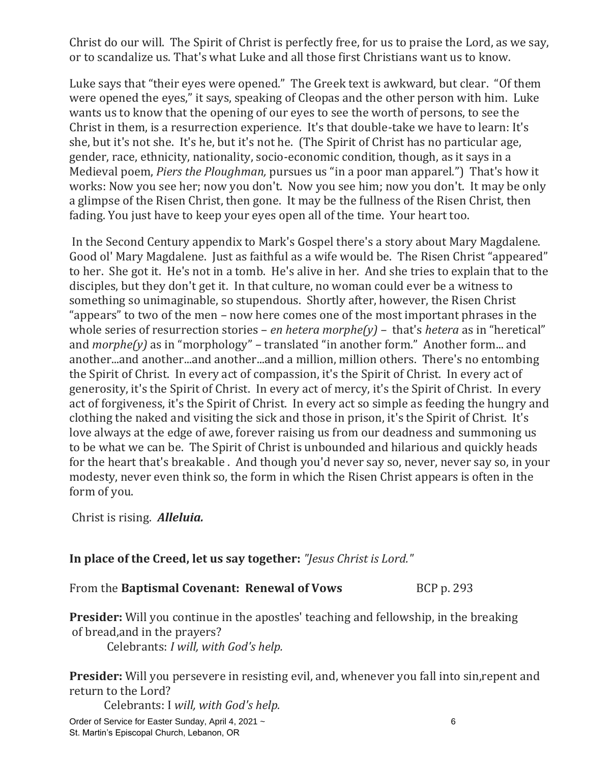Christ do our will. The Spirit of Christ is perfectly free, for us to praise the Lord, as we say, or to scandalize us. That's what Luke and all those first Christians want us to know.

Luke says that "their eyes were opened." The Greek text is awkward, but clear. "Of them were opened the eyes," it says, speaking of Cleopas and the other person with him. Luke wants us to know that the opening of our eyes to see the worth of persons, to see the Christ in them, is a resurrection experience. It's that double-take we have to learn: It's she, but it's not she. It's he, but it's not he. (The Spirit of Christ has no particular age, gender, race, ethnicity, nationality, socio-economic condition, though, as it says in a Medieval poem, *Piers the Ploughman,* pursues us "in a poor man apparel.") That's how it works: Now you see her; now you don't. Now you see him; now you don't. It may be only a glimpse of the Risen Christ, then gone. It may be the fullness of the Risen Christ, then fading. You just have to keep your eyes open all of the time. Your heart too.

In the Second Century appendix to Mark's Gospel there's a story about Mary Magdalene. Good ol' Mary Magdalene. Just as faithful as a wife would be. The Risen Christ "appeared" to her. She got it. He's not in a tomb. He's alive in her. And she tries to explain that to the disciples, but they don't get it. In that culture, no woman could ever be a witness to something so unimaginable, so stupendous. Shortly after, however, the Risen Christ "appears" to two of the men – now here comes one of the most important phrases in the whole series of resurrection stories – *en hetera morphe(y)* – that's *hetera* as in "heretical" and *morphe(y)* as in "morphology" – translated "in another form." Another form... and another...and another...and another...and a million, million others. There's no entombing the Spirit of Christ. In every act of compassion, it's the Spirit of Christ. In every act of generosity, it's the Spirit of Christ. In every act of mercy, it's the Spirit of Christ. In every act of forgiveness, it's the Spirit of Christ. In every act so simple as feeding the hungry and clothing the naked and visiting the sick and those in prison, it's the Spirit of Christ. It's love always at the edge of awe, forever raising us from our deadness and summoning us to be what we can be. The Spirit of Christ is unbounded and hilarious and quickly heads for the heart that's breakable . And though you'd never say so, never, never say so, in your modesty, never even think so, the form in which the Risen Christ appears is often in the form of you.

Christ is rising. ***Alleluia.***

**In place of the Creed, let us say together:** *"Jesus Christ is Lord."*

From the **Baptismal Covenant: Renewal of Vows** BCP p. 293

**Presider:** Will you continue in the apostles' teaching and fellowship, in the breaking of bread,and in the prayers?

Celebrants: *I will, with God's help.*

**Presider:** Will you persevere in resisting evil, and, whenever you fall into sin,repent and return to the Lord?

Celebrants: I *will, with God's help.*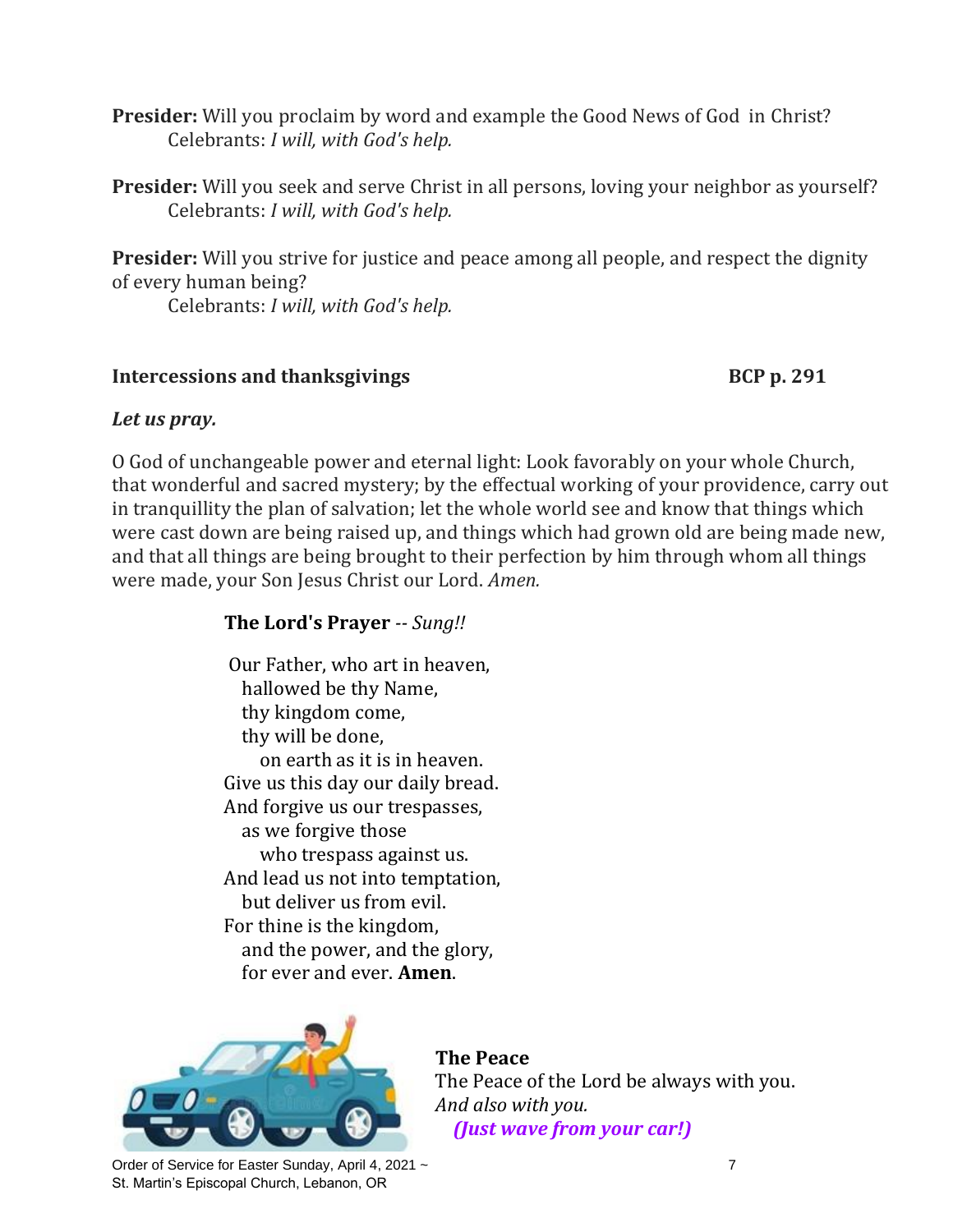**Presider:** Will you proclaim by word and example the Good News of God in Christ?
Celebrants: *I will, with God's help.*

**Presider:** Will you seek and serve Christ in all persons, loving your neighbor as yourself?
Celebrants: *I will, with God's help.*

**Presider:** Will you strive for justice and peace among all people, and respect the dignity of every human being?
Celebrants: *I will, with God's help.*

**Intercessions and thanksgivings** **BCP p. 291**

***Let us pray.***

O God of unchangeable power and eternal light: Look favorably on your whole Church, that wonderful and sacred mystery; by the effectual working of your providence, carry out in tranquillity the plan of salvation; let the whole world see and know that things which were cast down are being raised up, and things which had grown old are being made new, and that all things are being brought to their perfection by him through whom all things were made, your Son Jesus Christ our Lord. *Amen.*

**The Lord's Prayer** -- *Sung!!*

Our Father, who art in heaven,
hallowed be thy Name,
thy kingdom come,
thy will be done,
on earth as it is in heaven.
Give us this day our daily bread.
And forgive us our trespasses,
as we forgive those
who trespass against us.
And lead us not into temptation,
but deliver us from evil.
For thine is the kingdom,
and the power, and the glory,
for ever and ever. **Amen**.

**The Peace**
The Peace of the Lord be always with you.
*And also with you.*
***(Just wave from your car!)***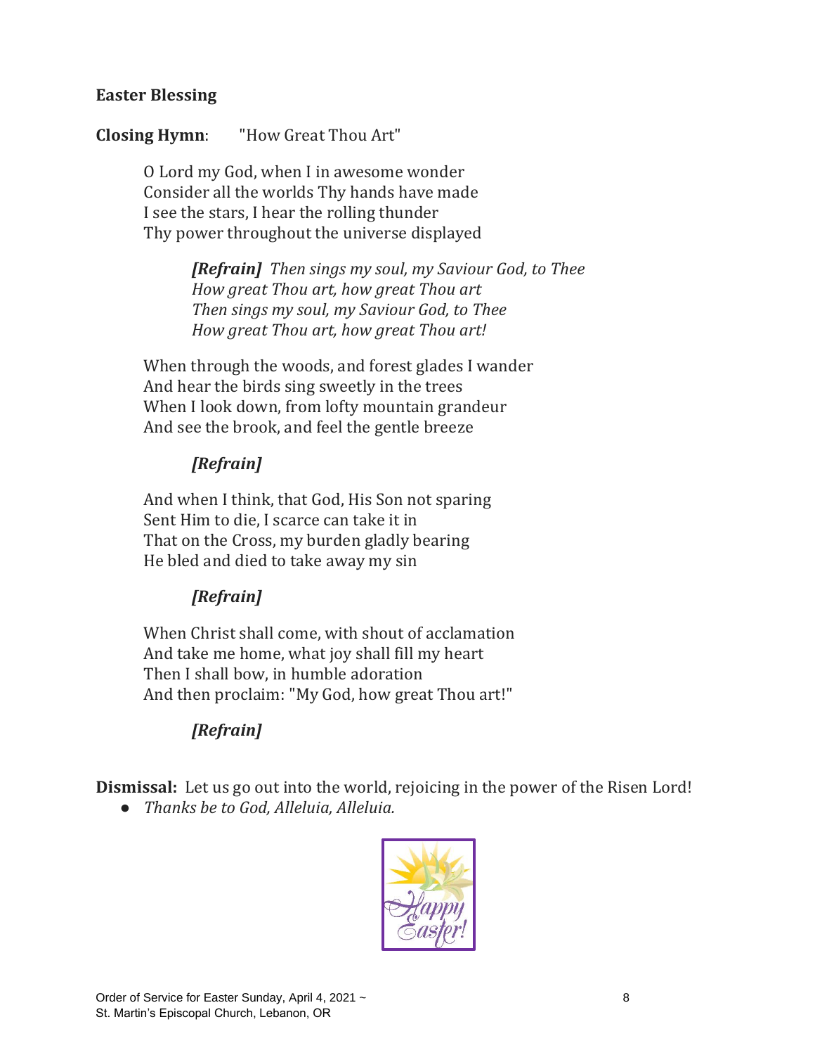**Easter Blessing**

**Closing Hymn**: "How Great Thou Art"

O Lord my God, when I in awesome wonder
Consider all the worlds Thy hands have made
I see the stars, I hear the rolling thunder
Thy power throughout the universe displayed

***[Refrain]*** *Then sings my soul, my Saviour God, to Thee*
*How great Thou art, how great Thou art*
*Then sings my soul, my Saviour God, to Thee*
*How great Thou art, how great Thou art!*

When through the woods, and forest glades I wander
And hear the birds sing sweetly in the trees
When I look down, from lofty mountain grandeur
And see the brook, and feel the gentle breeze

***[Refrain]***

And when I think, that God, His Son not sparing
Sent Him to die, I scarce can take it in
That on the Cross, my burden gladly bearing
He bled and died to take away my sin

***[Refrain]***

When Christ shall come, with shout of acclamation
And take me home, what joy shall fill my heart
Then I shall bow, in humble adoration
And then proclaim: "My God, how great Thou art!"

***[Refrain]***

**Dismissal:** Let us go out into the world, rejoicing in the power of the Risen Lord!

- *Thanks be to God, Alleluia, Alleluia.*